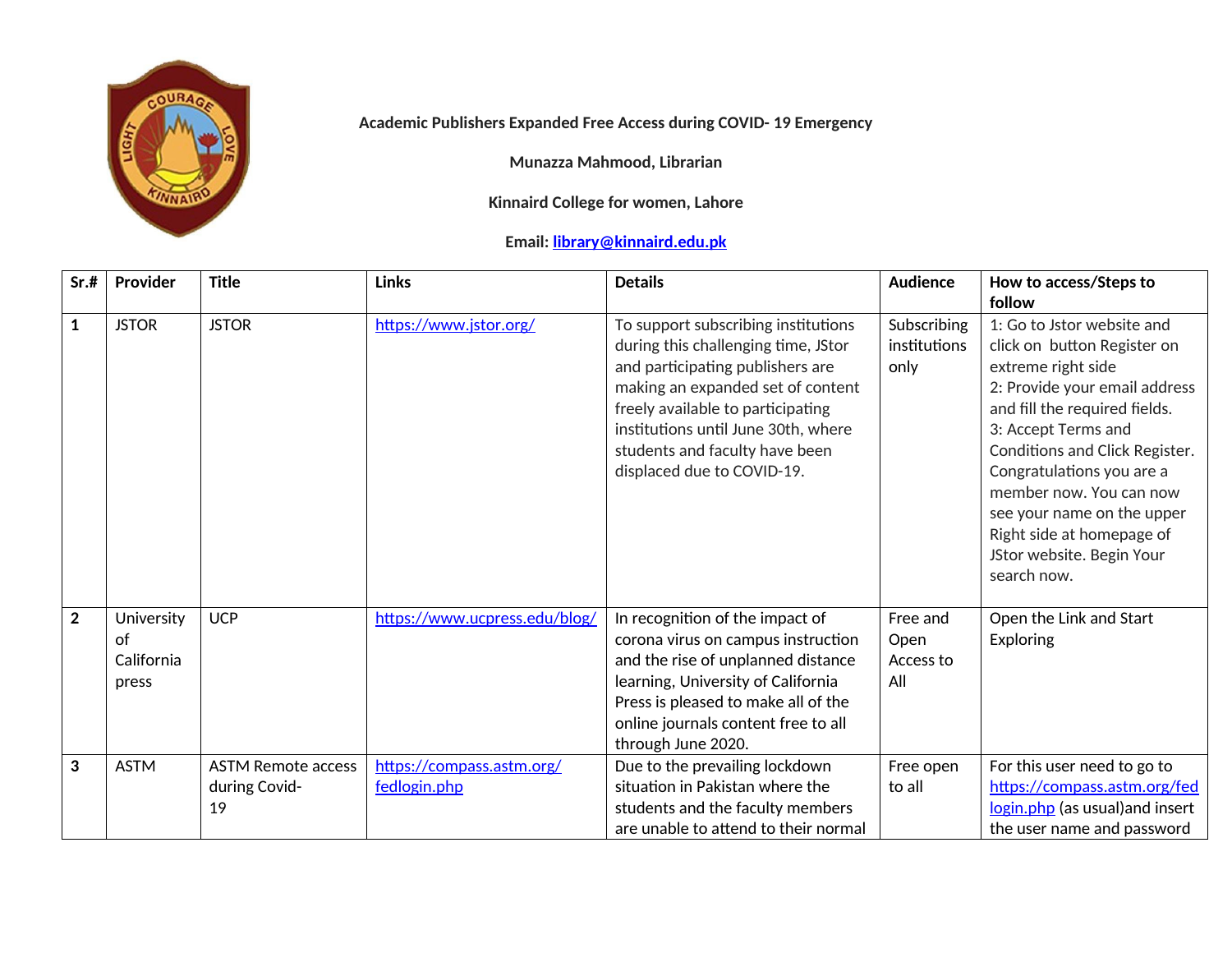**Academic Publishers Expanded Free Access during COVID- 19 Emergency**

**Munazza Mahmood, Librarian**

**Kinnaird College for women, Lahore**

**Email: library@kinnaird.edu.pk**

| Sr.# | Provider | Title | Links | Details | Audience | How to access/Steps to follow |
|---|---|---|---|---|---|---|
| **1** | JSTOR | JSTOR | https://www.jstor.org/ | To support subscribing institutions during this challenging time, JStor and participating publishers are making an expanded set of content freely available to participating institutions until June 30th, where students and faculty have been displaced due to COVID-19. | Subscribing institutions only | 1: Go to Jstor website and click on button Register on extreme right side<br>2: Provide your email address and fill the required fields.<br>3: Accept Terms and Conditions and Click Register. Congratulations you are a member now. You can now see your name on the upper Right side at homepage of JStor website. Begin Your search now. |
| **2** | University of California press | UCP | https://www.ucpress.edu/blog/ | In recognition of the impact of corona virus on campus instruction and the rise of unplanned distance learning, University of California Press is pleased to make all of the online journals content free to all through June 2020. | Free and Open Access to All | Open the Link and Start Exploring |
| **3** | ASTM | ASTM Remote access during Covid-19 | https://compass.astm.org/fedlogin.php | Due to the prevailing lockdown situation in Pakistan where the students and the faculty members are unable to attend to their normal | Free open to all | For this user need to go to https://compass.astm.org/fedlogin.php (as usual)and insert the user name and password |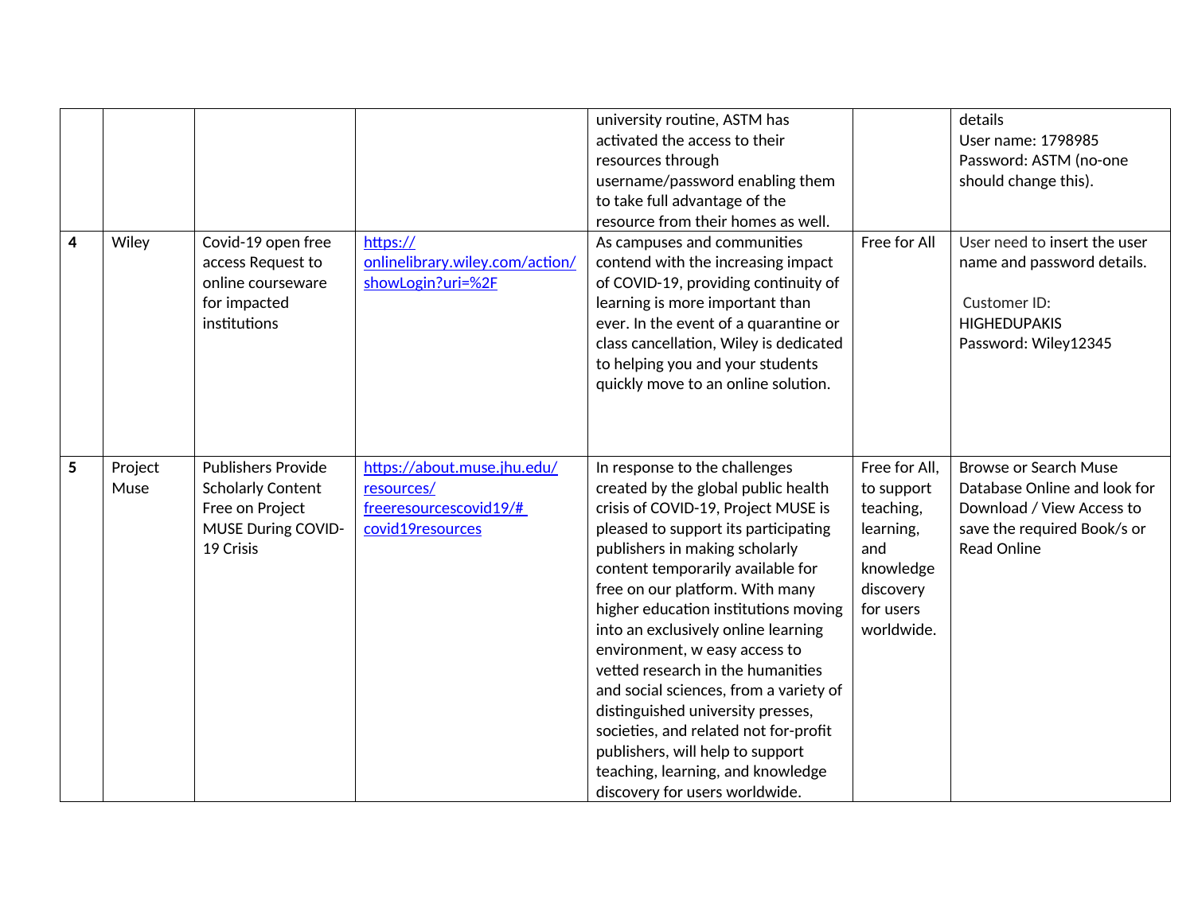| | | | | | | |
|---|---|---|---|---|---|---|
| | | | | university routine, ASTM has activated the access to their resources through username/password enabling them to take full advantage of the resource from their homes as well. | | details<br>User name: 1798985<br>Password: ASTM (no-one should change this). |
| **4** | Wiley | Covid-19 open free access Request to online courseware for impacted institutions | https://onlinelibrary.wiley.com/action/showLogin?uri=%2F | As campuses and communities contend with the increasing impact of COVID-19, providing continuity of learning is more important than ever. In the event of a quarantine or class cancellation, Wiley is dedicated to helping you and your students quickly move to an online solution. | Free for All | User need to insert the user name and password details.<br><br>Customer ID: HIGHEDUPAKIS<br>Password: Wiley12345 |
| **5** | Project Muse | Publishers Provide Scholarly Content Free on Project MUSE During COVID-19 Crisis | https://about.muse.jhu.edu/resources/freeresourcescovid19/#covid19resources | In response to the challenges created by the global public health crisis of COVID-19, Project MUSE is pleased to support its participating publishers in making scholarly content temporarily available for free on our platform. With many higher education institutions moving into an exclusively online learning environment, w easy access to vetted research in the humanities and social sciences, from a variety of distinguished university presses, societies, and related not for-profit publishers, will help to support teaching, learning, and knowledge discovery for users worldwide. | Free for All, to support teaching, learning, and knowledge discovery for users worldwide. | Browse or Search Muse Database Online and look for Download / View Access to save the required Book/s or Read Online |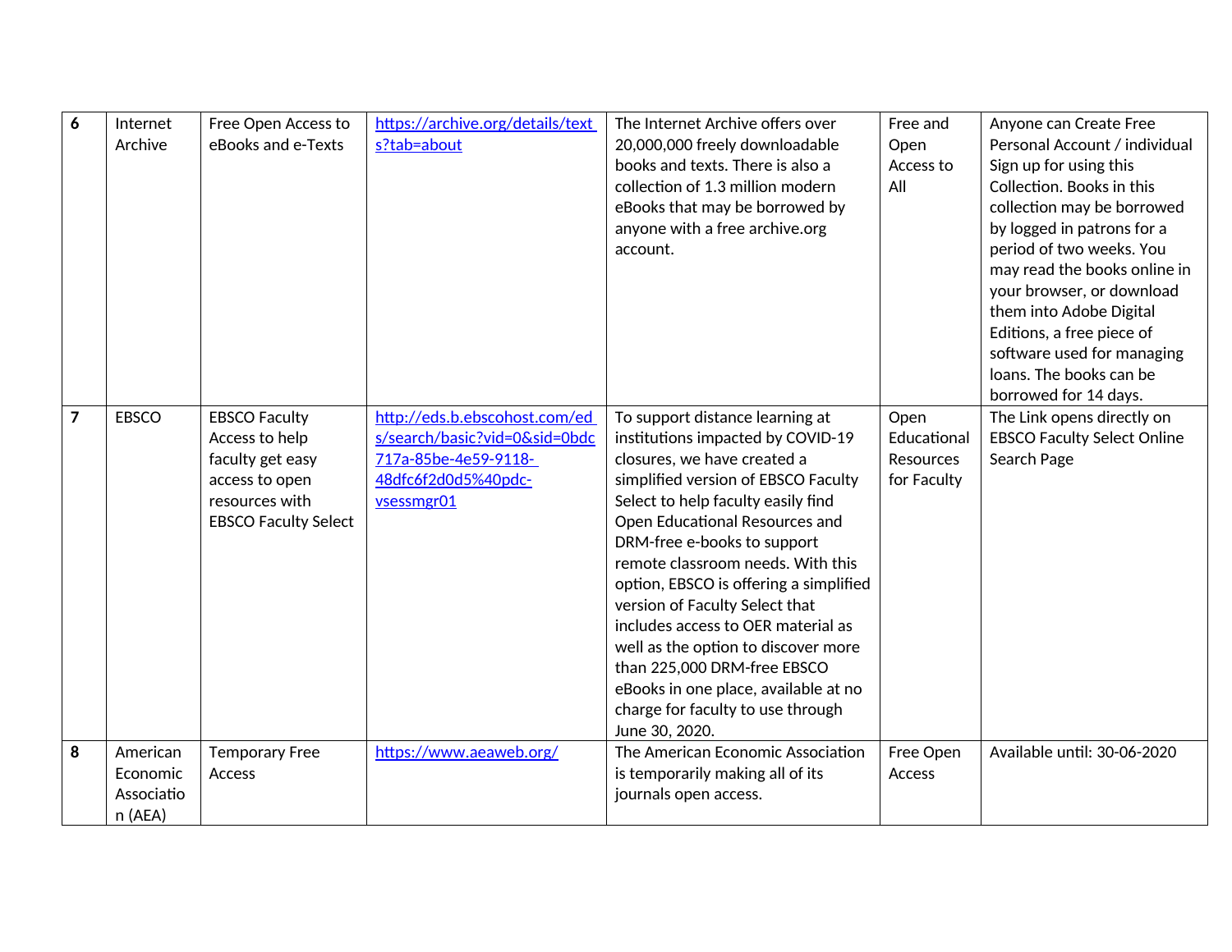| | | | | | | |
|---|---|---|---|---|---|---|
| **6** | Internet Archive | Free Open Access to eBooks and e-Texts | https://archive.org/details/texts?tab=about | The Internet Archive offers over 20,000,000 freely downloadable books and texts. There is also a collection of 1.3 million modern eBooks that may be borrowed by anyone with a free archive.org account. | Free and Open Access to All | Anyone can Create Free Personal Account / individual Sign up for using this Collection. Books in this collection may be borrowed by logged in patrons for a period of two weeks. You may read the books online in your browser, or download them into Adobe Digital Editions, a free piece of software used for managing loans. The books can be borrowed for 14 days. |
| **7** | EBSCO | EBSCO Faculty Access to help faculty get easy access to open resources with EBSCO Faculty Select | http://eds.b.ebscohost.com/eds/search/basic?vid=0&sid=0bdc717a-85be-4e59-9118-48dfc6f2d0d5%40pdc-vsessmgr01 | To support distance learning at institutions impacted by COVID-19 closures, we have created a simplified version of EBSCO Faculty Select to help faculty easily find Open Educational Resources and DRM-free e-books to support remote classroom needs. With this option, EBSCO is offering a simplified version of Faculty Select that includes access to OER material as well as the option to discover more than 225,000 DRM-free EBSCO eBooks in one place, available at no charge for faculty to use through June 30, 2020. | Open Educational Resources for Faculty | The Link opens directly on EBSCO Faculty Select Online Search Page |
| **8** | American Economic Association (AEA) | Temporary Free Access | https://www.aeaweb.org/ | The American Economic Association is temporarily making all of its journals open access. | Free Open Access | Available until: 30-06-2020 |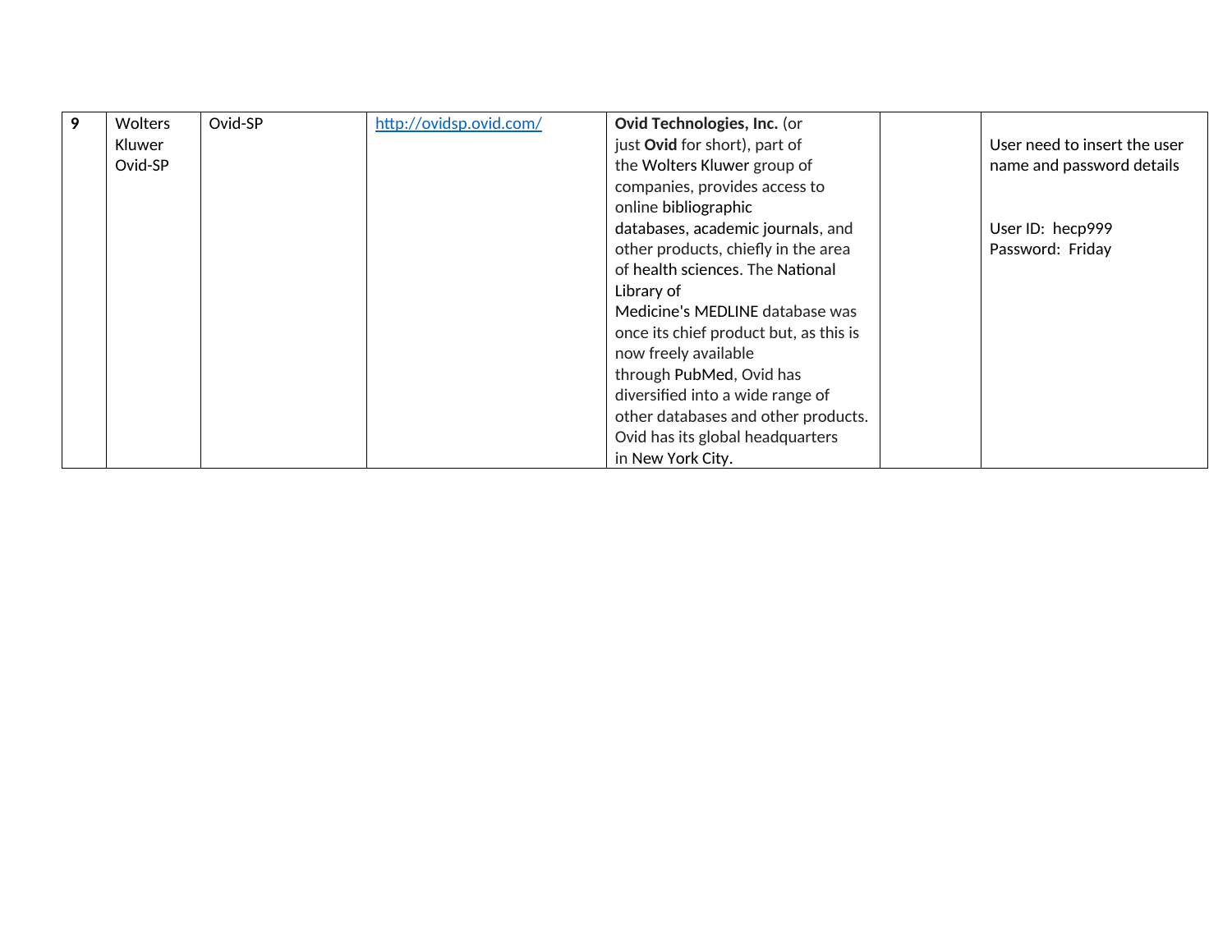| | | | | | | |
|---|---|---|---|---|---|---|
| **9** | Wolters Kluwer Ovid-SP | Ovid-SP | http://ovidsp.ovid.com/ | **Ovid Technologies, Inc.** (or just **Ovid** for short), part of the Wolters Kluwer group of companies, provides access to online bibliographic databases, academic journals, and other products, chiefly in the area of health sciences. The National Library of Medicine's MEDLINE database was once its chief product but, as this is now freely available through PubMed, Ovid has diversified into a wide range of other databases and other products. Ovid has its global headquarters in New York City. | | User need to insert the user name and password details<br><br>User ID: hecp999<br>Password: Friday |